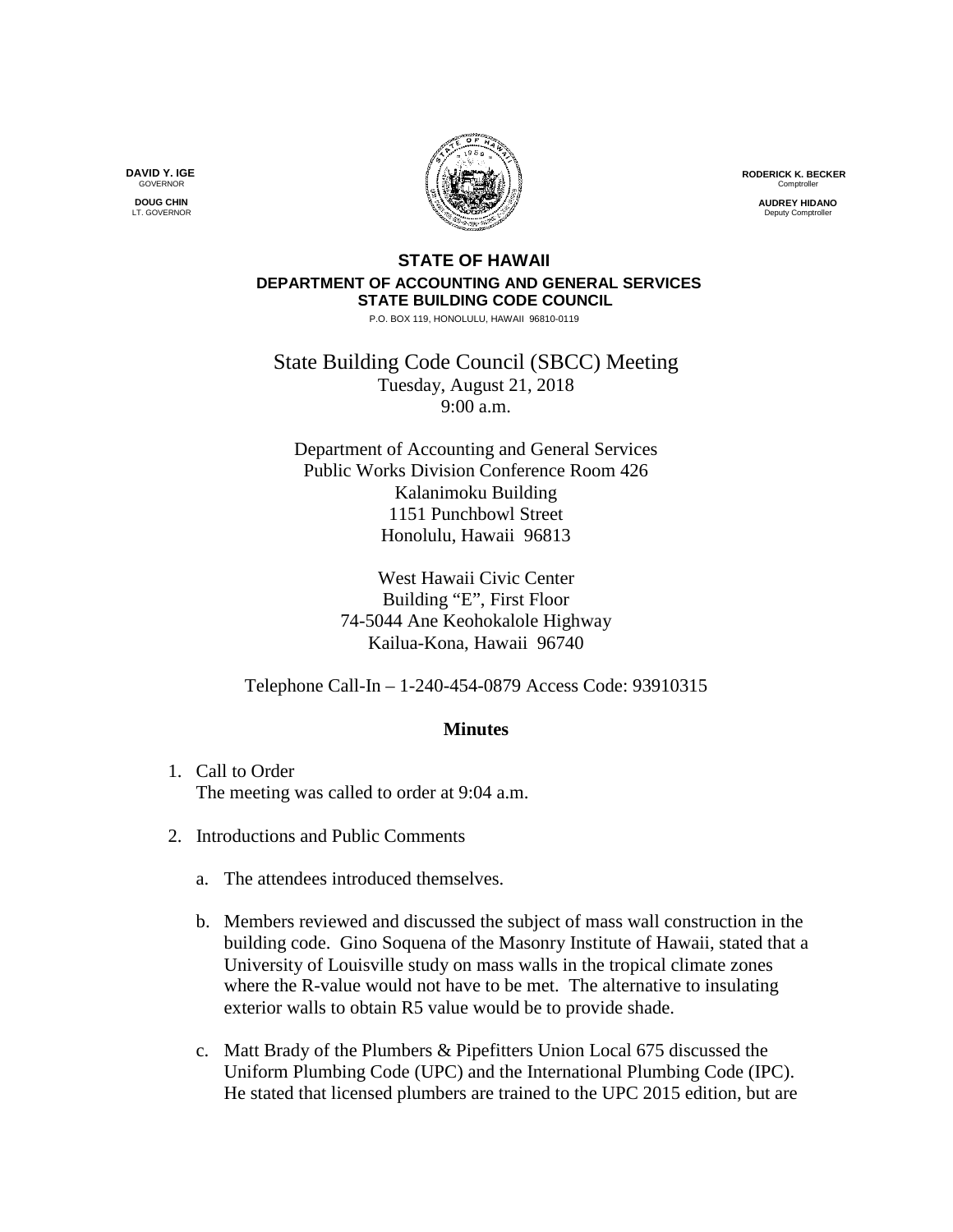DAVID Y. IGE
GOVERNOR

DOUG CHIN
LT. GOVERNOR

RODERICK K. BECKER
Comptroller

AUDREY HIDANO
Deputy Comptroller

**STATE OF HAWAII**
**DEPARTMENT OF ACCOUNTING AND GENERAL SERVICES**
**STATE BUILDING CODE COUNCIL**
P.O. BOX 119, HONOLULU, HAWAII 96810-0119

# State Building Code Council (SBCC) Meeting

Tuesday, August 21, 2018
9:00 a.m.

Department of Accounting and General Services
Public Works Division Conference Room 426
Kalanimoku Building
1151 Punchbowl Street
Honolulu, Hawaii 96813

West Hawaii Civic Center
Building "E", First Floor
74-5044 Ane Keohokalole Highway
Kailua-Kona, Hawaii 96740

Telephone Call-In – 1-240-454-0879 Access Code: 93910315

## Minutes

1. Call to Order
   The meeting was called to order at 9:04 a.m.

2. Introductions and Public Comments

   a. The attendees introduced themselves.

   b. Members reviewed and discussed the subject of mass wall construction in the building code. Gino Soquena of the Masonry Institute of Hawaii, stated that a University of Louisville study on mass walls in the tropical climate zones where the R-value would not have to be met. The alternative to insulating exterior walls to obtain R5 value would be to provide shade.

   c. Matt Brady of the Plumbers & Pipefitters Union Local 675 discussed the Uniform Plumbing Code (UPC) and the International Plumbing Code (IPC). He stated that licensed plumbers are trained to the UPC 2015 edition, but are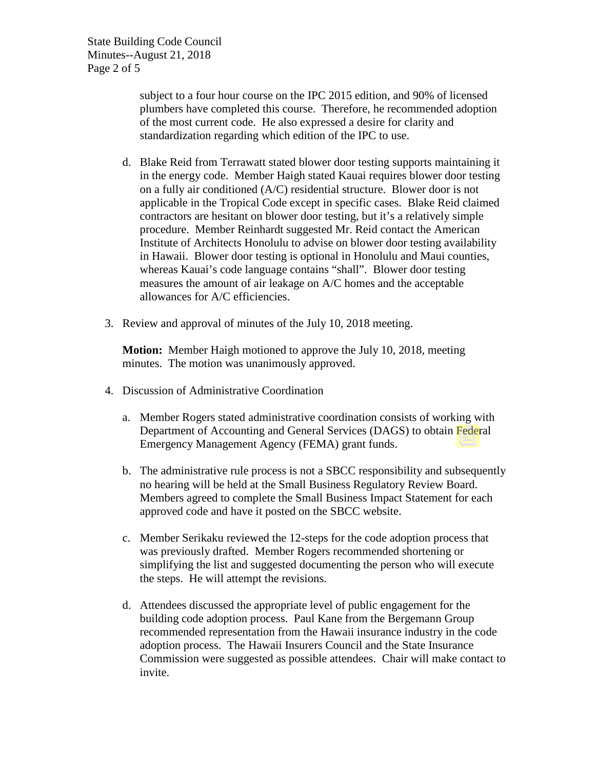subject to a four hour course on the IPC 2015 edition, and 90% of licensed plumbers have completed this course. Therefore, he recommended adoption of the most current code. He also expressed a desire for clarity and standardization regarding which edition of the IPC to use.

d. Blake Reid from Terrawatt stated blower door testing supports maintaining it in the energy code. Member Haigh stated Kauai requires blower door testing on a fully air conditioned (A/C) residential structure. Blower door is not applicable in the Tropical Code except in specific cases. Blake Reid claimed contractors are hesitant on blower door testing, but it's a relatively simple procedure. Member Reinhardt suggested Mr. Reid contact the American Institute of Architects Honolulu to advise on blower door testing availability in Hawaii. Blower door testing is optional in Honolulu and Maui counties, whereas Kauai's code language contains "shall". Blower door testing measures the amount of air leakage on A/C homes and the acceptable allowances for A/C efficiencies.

3. Review and approval of minutes of the July 10, 2018 meeting.

   **Motion:** Member Haigh motioned to approve the July 10, 2018, meeting minutes. The motion was unanimously approved.

4. Discussion of Administrative Coordination

   a. Member Rogers stated administrative coordination consists of working with Department of Accounting and General Services (DAGS) to obtain Federal Emergency Management Agency (FEMA) grant funds.

   b. The administrative rule process is not a SBCC responsibility and subsequently no hearing will be held at the Small Business Regulatory Review Board. Members agreed to complete the Small Business Impact Statement for each approved code and have it posted on the SBCC website.

   c. Member Serikaku reviewed the 12-steps for the code adoption process that was previously drafted. Member Rogers recommended shortening or simplifying the list and suggested documenting the person who will execute the steps. He will attempt the revisions.

   d. Attendees discussed the appropriate level of public engagement for the building code adoption process. Paul Kane from the Bergemann Group recommended representation from the Hawaii insurance industry in the code adoption process. The Hawaii Insurers Council and the State Insurance Commission were suggested as possible attendees. Chair will make contact to invite.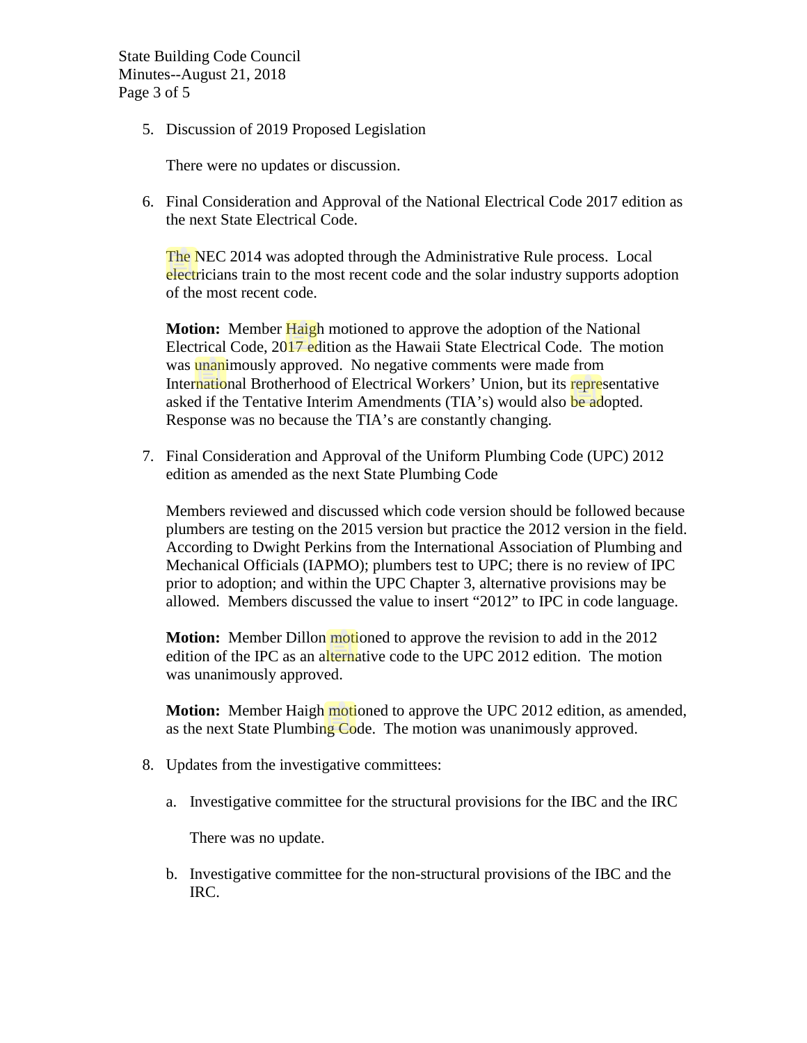5. Discussion of 2019 Proposed Legislation

   There were no updates or discussion.

6. Final Consideration and Approval of the National Electrical Code 2017 edition as the next State Electrical Code.

   The NEC 2014 was adopted through the Administrative Rule process. Local electricians train to the most recent code and the solar industry supports adoption of the most recent code.

   **Motion:** Member Haigh motioned to approve the adoption of the National Electrical Code, 2017 edition as the Hawaii State Electrical Code. The motion was unanimously approved. No negative comments were made from International Brotherhood of Electrical Workers' Union, but its representative asked if the Tentative Interim Amendments (TIA's) would also be adopted. Response was no because the TIA's are constantly changing.

7. Final Consideration and Approval of the Uniform Plumbing Code (UPC) 2012 edition as amended as the next State Plumbing Code

   Members reviewed and discussed which code version should be followed because plumbers are testing on the 2015 version but practice the 2012 version in the field. According to Dwight Perkins from the International Association of Plumbing and Mechanical Officials (IAPMO); plumbers test to UPC; there is no review of IPC prior to adoption; and within the UPC Chapter 3, alternative provisions may be allowed. Members discussed the value to insert "2012" to IPC in code language.

   **Motion:** Member Dillon motioned to approve the revision to add in the 2012 edition of the IPC as an alternative code to the UPC 2012 edition. The motion was unanimously approved.

   **Motion:** Member Haigh motioned to approve the UPC 2012 edition, as amended, as the next State Plumbing Code. The motion was unanimously approved.

8. Updates from the investigative committees:

   a. Investigative committee for the structural provisions for the IBC and the IRC

      There was no update.

   b. Investigative committee for the non-structural provisions of the IBC and the IRC.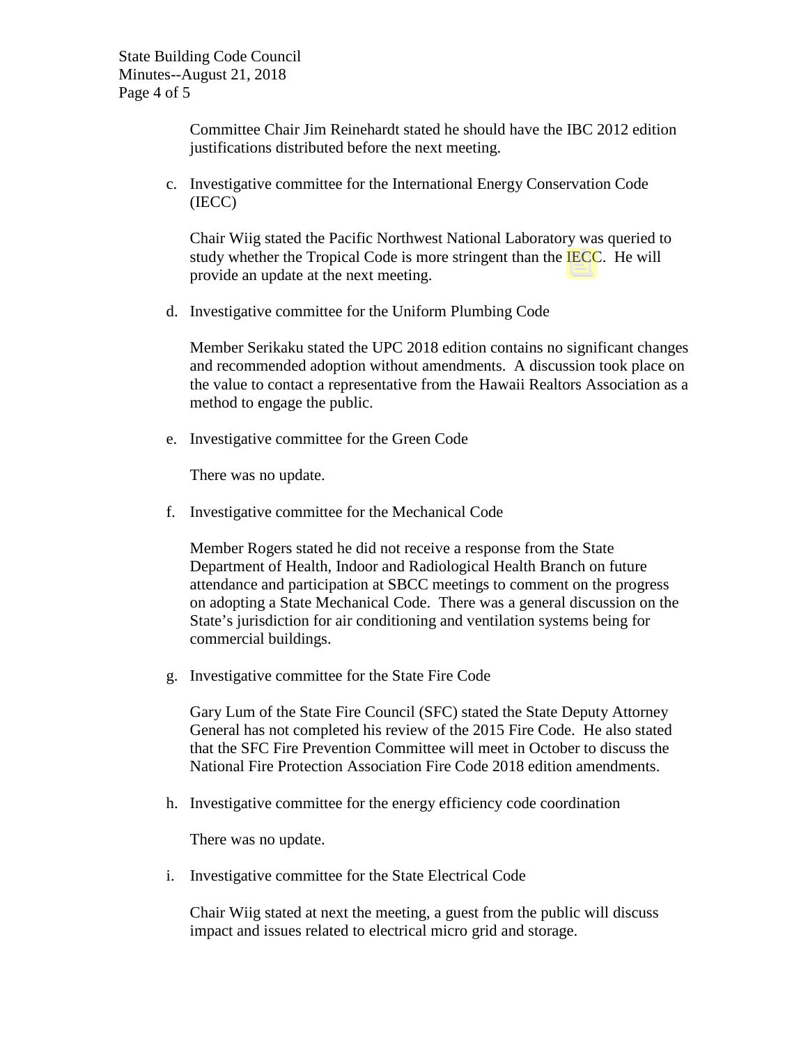Committee Chair Jim Reinehardt stated he should have the IBC 2012 edition justifications distributed before the next meeting.

c. Investigative committee for the International Energy Conservation Code (IECC)

   Chair Wiig stated the Pacific Northwest National Laboratory was queried to study whether the Tropical Code is more stringent than the IECC. He will provide an update at the next meeting.

d. Investigative committee for the Uniform Plumbing Code

   Member Serikaku stated the UPC 2018 edition contains no significant changes and recommended adoption without amendments. A discussion took place on the value to contact a representative from the Hawaii Realtors Association as a method to engage the public.

e. Investigative committee for the Green Code

   There was no update.

f. Investigative committee for the Mechanical Code

   Member Rogers stated he did not receive a response from the State Department of Health, Indoor and Radiological Health Branch on future attendance and participation at SBCC meetings to comment on the progress on adopting a State Mechanical Code. There was a general discussion on the State's jurisdiction for air conditioning and ventilation systems being for commercial buildings.

g. Investigative committee for the State Fire Code

   Gary Lum of the State Fire Council (SFC) stated the State Deputy Attorney General has not completed his review of the 2015 Fire Code. He also stated that the SFC Fire Prevention Committee will meet in October to discuss the National Fire Protection Association Fire Code 2018 edition amendments.

h. Investigative committee for the energy efficiency code coordination

   There was no update.

i. Investigative committee for the State Electrical Code

   Chair Wiig stated at next the meeting, a guest from the public will discuss impact and issues related to electrical micro grid and storage.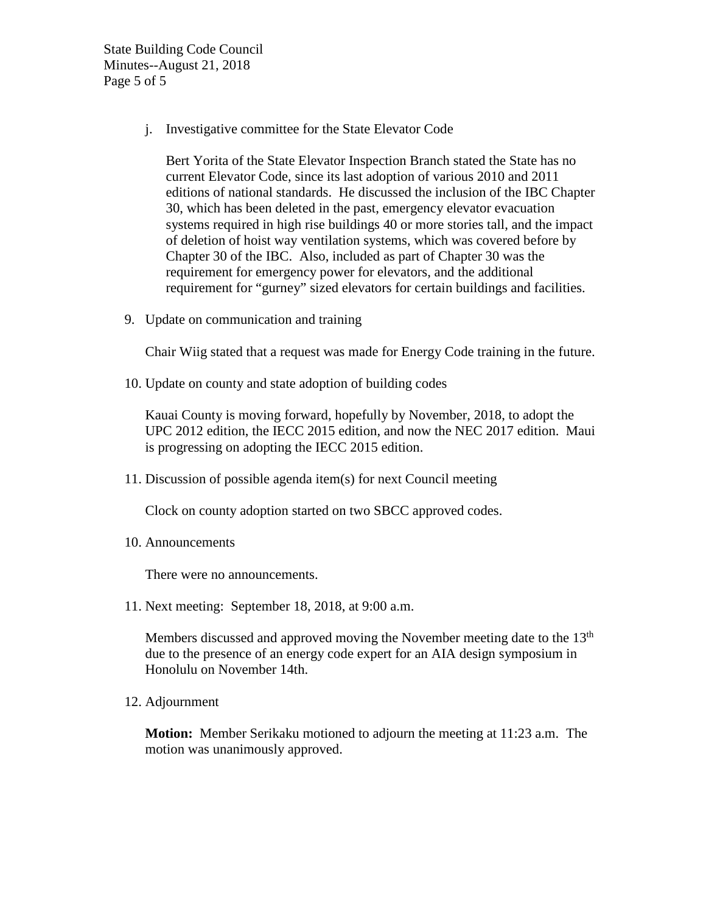j. Investigative committee for the State Elevator Code

   Bert Yorita of the State Elevator Inspection Branch stated the State has no current Elevator Code, since its last adoption of various 2010 and 2011 editions of national standards. He discussed the inclusion of the IBC Chapter 30, which has been deleted in the past, emergency elevator evacuation systems required in high rise buildings 40 or more stories tall, and the impact of deletion of hoist way ventilation systems, which was covered before by Chapter 30 of the IBC. Also, included as part of Chapter 30 was the requirement for emergency power for elevators, and the additional requirement for "gurney" sized elevators for certain buildings and facilities.

9. Update on communication and training

   Chair Wiig stated that a request was made for Energy Code training in the future.

10. Update on county and state adoption of building codes

   Kauai County is moving forward, hopefully by November, 2018, to adopt the UPC 2012 edition, the IECC 2015 edition, and now the NEC 2017 edition. Maui is progressing on adopting the IECC 2015 edition.

11. Discussion of possible agenda item(s) for next Council meeting

   Clock on county adoption started on two SBCC approved codes.

10. Announcements

   There were no announcements.

11. Next meeting: September 18, 2018, at 9:00 a.m.

   Members discussed and approved moving the November meeting date to the 13th due to the presence of an energy code expert for an AIA design symposium in Honolulu on November 14th.

12. Adjournment

   **Motion:** Member Serikaku motioned to adjourn the meeting at 11:23 a.m. The motion was unanimously approved.